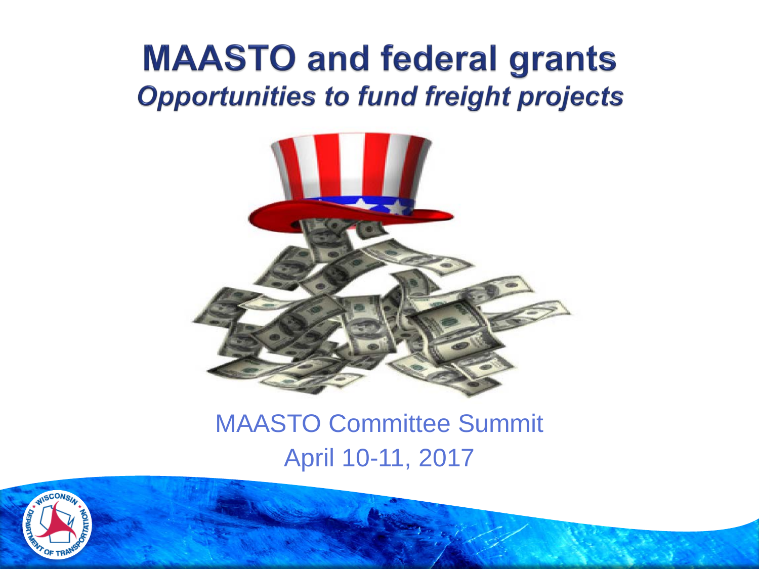# MAASTO and federal grants

## *Opportunities to fund freight projects*

MAASTO Committee Summit

April 10-11, 2017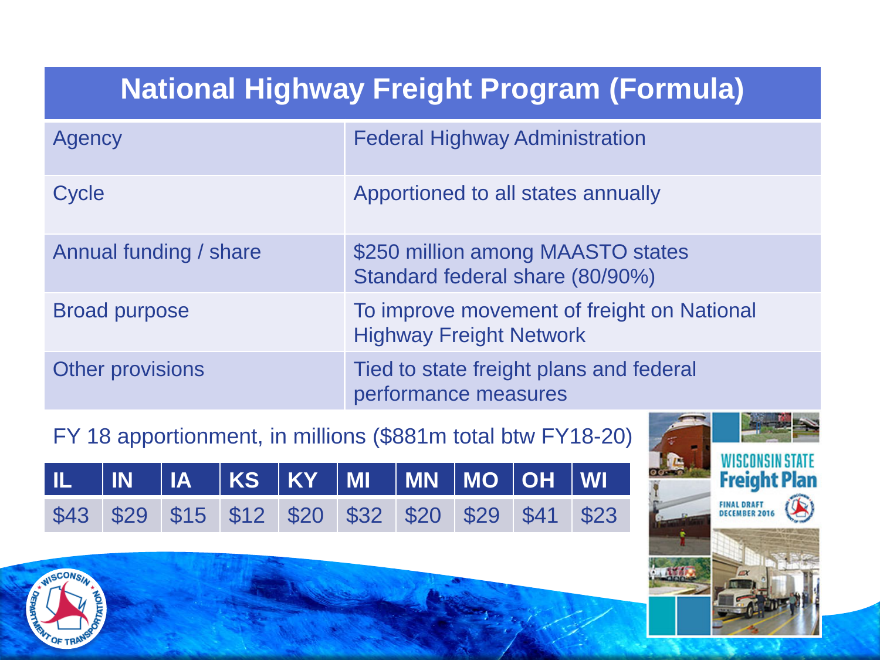# National Highway Freight Program (Formula)

| | |
|---|---|
| Agency | Federal Highway Administration |
| Cycle | Apportioned to all states annually |
| Annual funding / share | $250 million among MAASTO states<br>Standard federal share (80/90%) |
| Broad purpose | To improve movement of freight on National Highway Freight Network |
| Other provisions | Tied to state freight plans and federal performance measures |

FY 18 apportionment, in millions ($881m total btw FY18-20)

| IL | IN | IA | KS | KY | MI | MN | MO | OH | WI |
|---|---|---|---|---|---|---|---|---|---|
| $43 | $29 | $15 | $12 | $20 | $32 | $20 | $29 | $41 | $23 |

WISCONSIN STATE Freight Plan

FINAL DRAFT DECEMBER 2016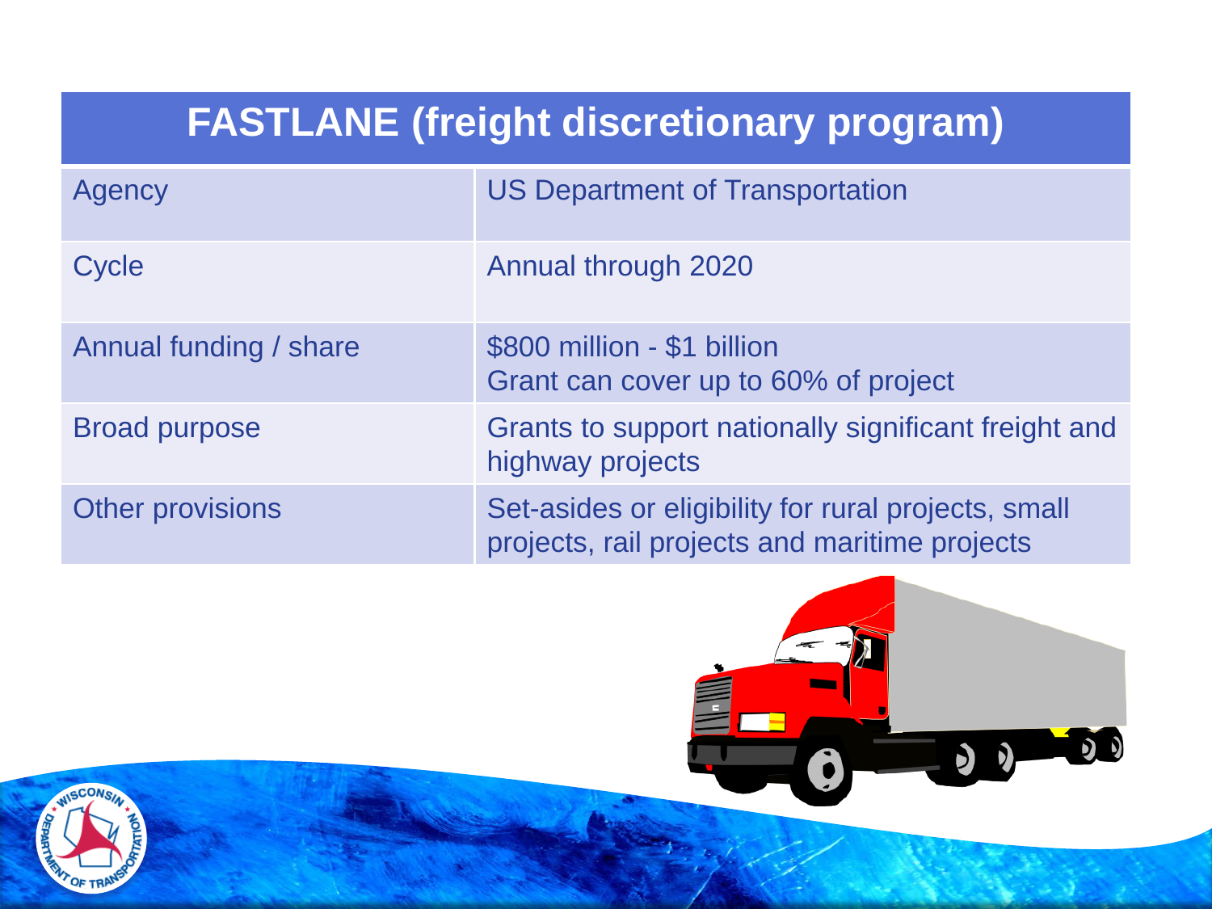| FASTLANE (freight discretionary program) | |
|---|---|
| Agency | US Department of Transportation |
| Cycle | Annual through 2020 |
| Annual funding / share | $800 million - $1 billion<br>Grant can cover up to 60% of project |
| Broad purpose | Grants to support nationally significant freight and highway projects |
| Other provisions | Set-asides or eligibility for rural projects, small projects, rail projects and maritime projects |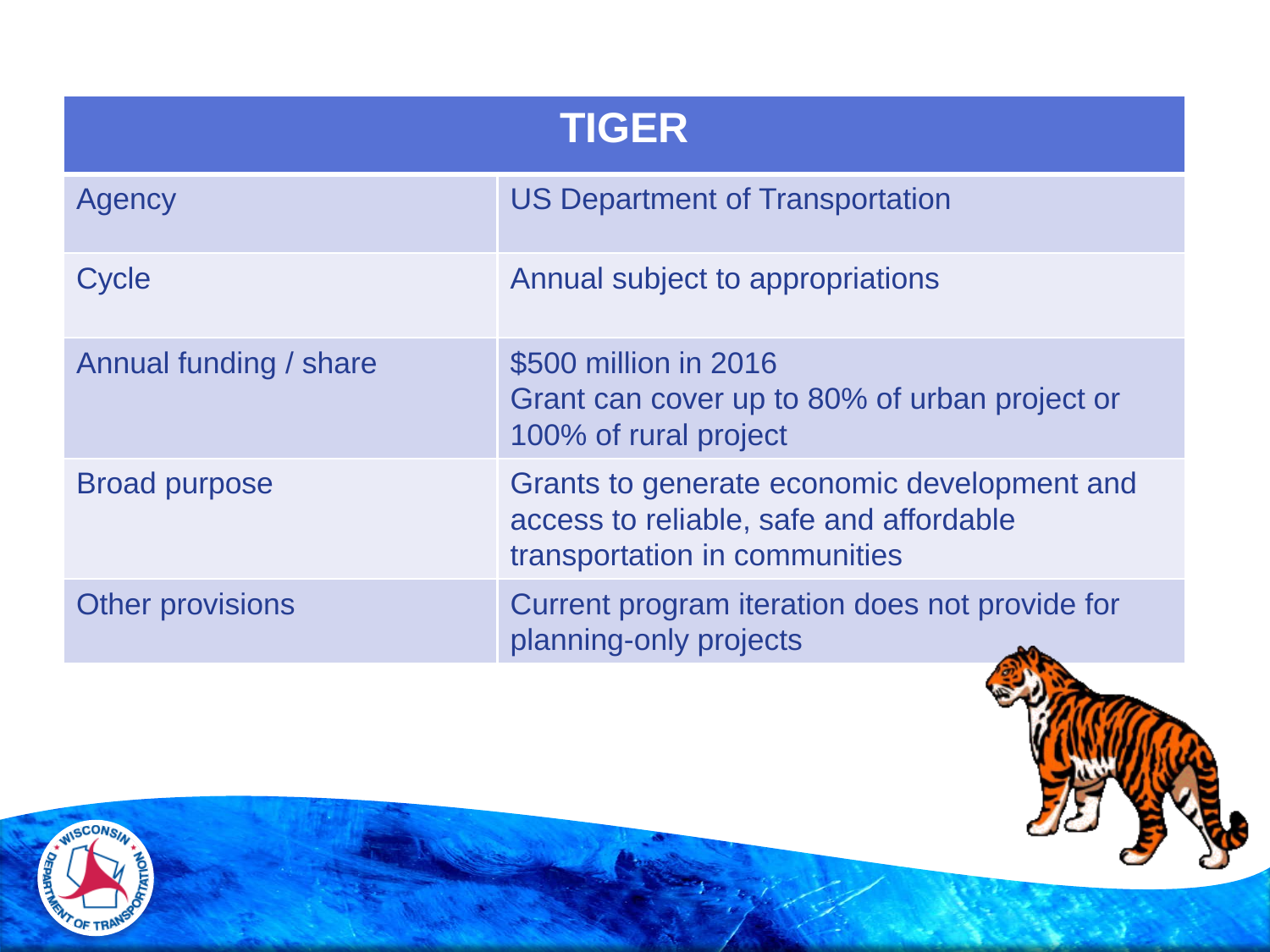| TIGER | |
|---|---|
| Agency | US Department of Transportation |
| Cycle | Annual subject to appropriations |
| Annual funding / share | \$500 million in 2016<br>Grant can cover up to 80% of urban project or 100% of rural project |
| Broad purpose | Grants to generate economic development and access to reliable, safe and affordable transportation in communities |
| Other provisions | Current program iteration does not provide for planning-only projects |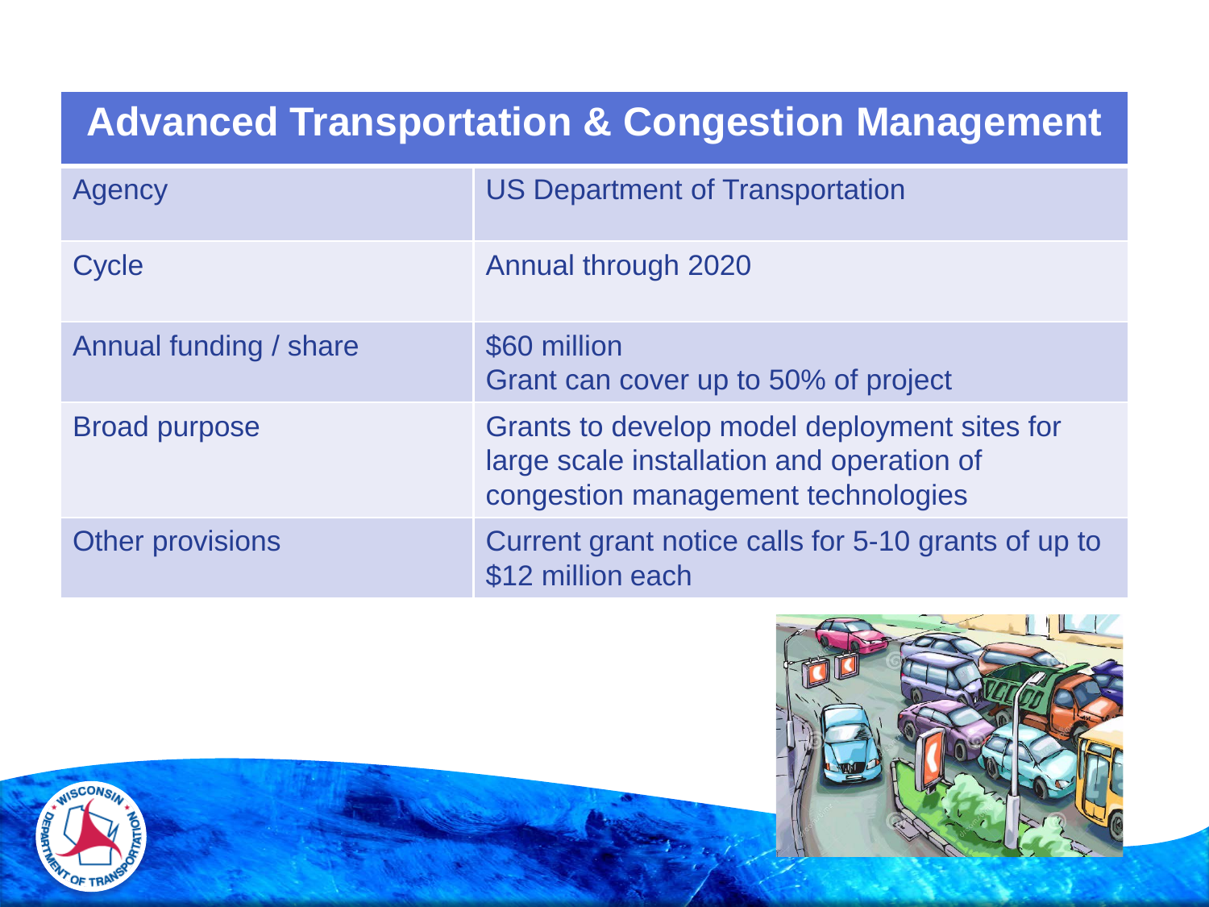# Advanced Transportation & Congestion Management

| | |
|---|---|
| Agency | US Department of Transportation |
| Cycle | Annual through 2020 |
| Annual funding / share | \$60 million<br>Grant can cover up to 50% of project |
| Broad purpose | Grants to develop model deployment sites for large scale installation and operation of congestion management technologies |
| Other provisions | Current grant notice calls for 5-10 grants of up to \$12 million each |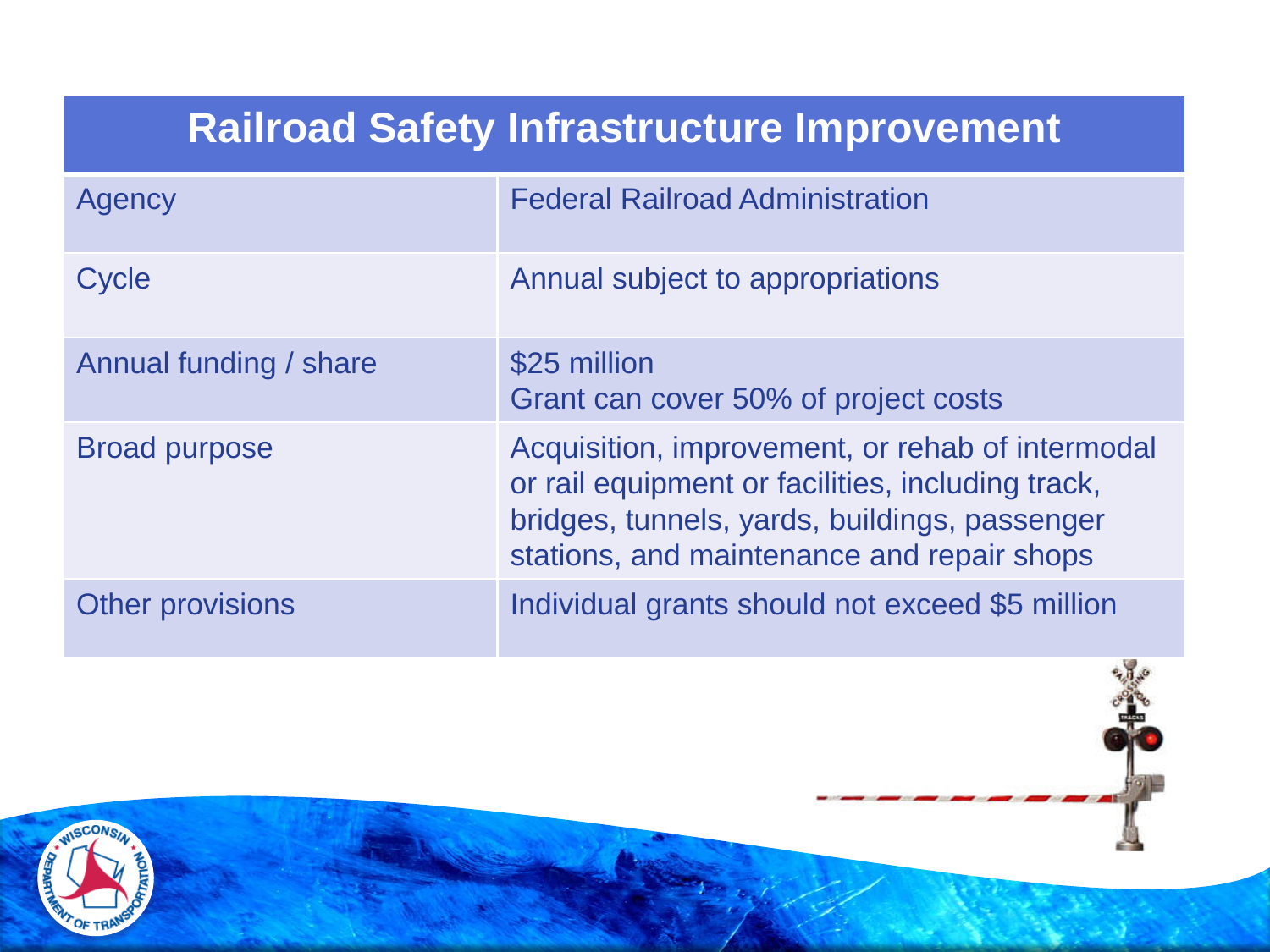## Railroad Safety Infrastructure Improvement

| | |
|---|---|
| Agency | Federal Railroad Administration |
| Cycle | Annual subject to appropriations |
| Annual funding / share | $25 million<br>Grant can cover 50% of project costs |
| Broad purpose | Acquisition, improvement, or rehab of intermodal or rail equipment or facilities, including track, bridges, tunnels, yards, buildings, passenger stations, and maintenance and repair shops |
| Other provisions | Individual grants should not exceed $5 million |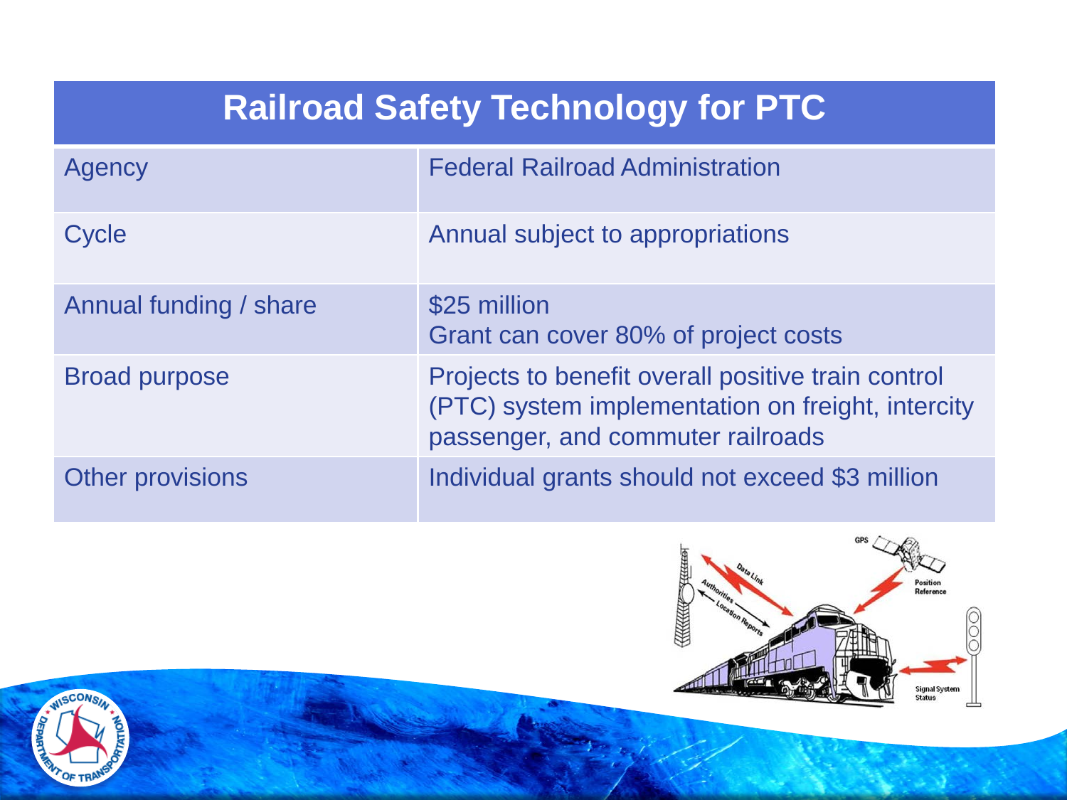| Railroad Safety Technology for PTC | |
|---|---|
| Agency | Federal Railroad Administration |
| Cycle | Annual subject to appropriations |
| Annual funding / share | $25 million<br>Grant can cover 80% of project costs |
| Broad purpose | Projects to benefit overall positive train control (PTC) system implementation on freight, intercity passenger, and commuter railroads |
| Other provisions | Individual grants should not exceed $3 million |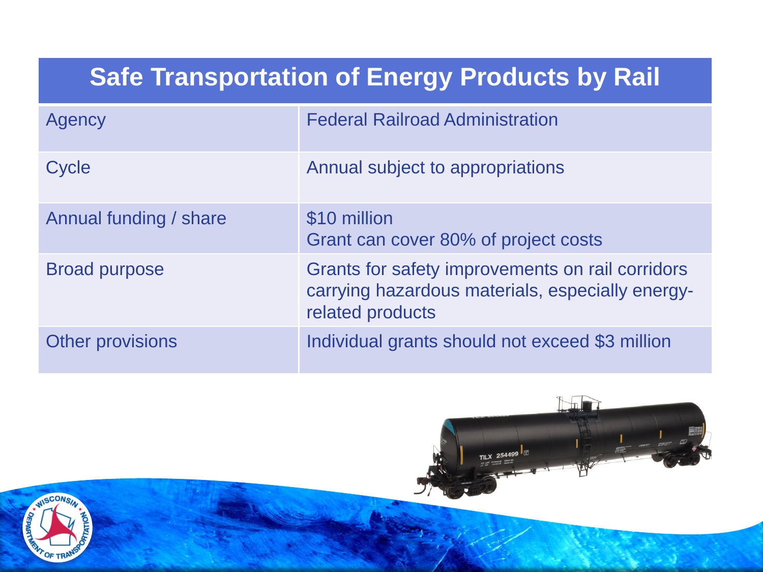# Safe Transportation of Energy Products by Rail

| | |
|---|---|
| Agency | Federal Railroad Administration |
| Cycle | Annual subject to appropriations |
| Annual funding / share | $10 million<br>Grant can cover 80% of project costs |
| Broad purpose | Grants for safety improvements on rail corridors carrying hazardous materials, especially energy-related products |
| Other provisions | Individual grants should not exceed $3 million |